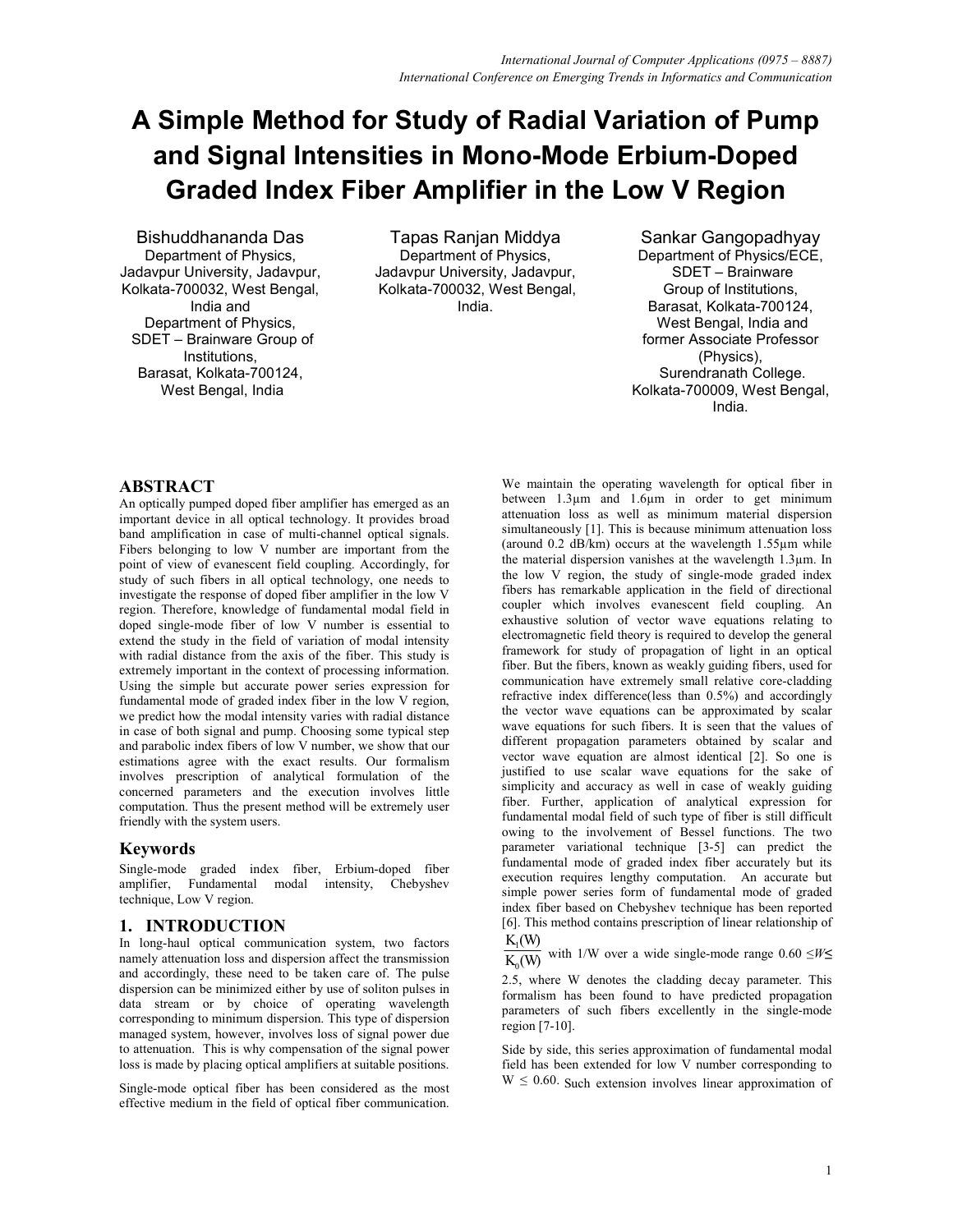# A Simple Method for Study of Radial Variation of Pump and Signal Intensities in Mono-Mode Erbium-Doped Graded Index Fiber Amplifier in the Low V Region

Bishuddhananda Das
Department of Physics,
Jadavpur University, Jadavpur,
Kolkata-700032, West Bengal,
India and
Department of Physics,
SDET – Brainware Group of
Institutions,
Barasat, Kolkata-700124,
West Bengal, India

Tapas Ranjan Middya
Department of Physics,
Jadavpur University, Jadavpur,
Kolkata-700032, West Bengal,
India.

Sankar Gangopadhyay
Department of Physics/ECE,
SDET – Brainware
Group of Institutions,
Barasat, Kolkata-700124,
West Bengal, India and
former Associate Professor
(Physics),
Surendranath College.
Kolkata-700009, West Bengal,
India.

## ABSTRACT

An optically pumped doped fiber amplifier has emerged as an important device in all optical technology. It provides broad band amplification in case of multi-channel optical signals. Fibers belonging to low V number are important from the point of view of evanescent field coupling. Accordingly, for study of such fibers in all optical technology, one needs to investigate the response of doped fiber amplifier in the low V region. Therefore, knowledge of fundamental modal field in doped single-mode fiber of low V number is essential to extend the study in the field of variation of modal intensity with radial distance from the axis of the fiber. This study is extremely important in the context of processing information. Using the simple but accurate power series expression for fundamental mode of graded index fiber in the low V region, we predict how the modal intensity varies with radial distance in case of both signal and pump. Choosing some typical step and parabolic index fibers of low V number, we show that our estimations agree with the exact results. Our formalism involves prescription of analytical formulation of the concerned parameters and the execution involves little computation. Thus the present method will be extremely user friendly with the system users.

## Keywords

Single-mode graded index fiber, Erbium-doped fiber amplifier, Fundamental modal intensity, Chebyshev technique, Low V region.

## 1. INTRODUCTION

In long-haul optical communication system, two factors namely attenuation loss and dispersion affect the transmission and accordingly, these need to be taken care of. The pulse dispersion can be minimized either by use of soliton pulses in data stream or by choice of operating wavelength corresponding to minimum dispersion. This type of dispersion managed system, however, involves loss of signal power due to attenuation. This is why compensation of the signal power loss is made by placing optical amplifiers at suitable positions.

Single-mode optical fiber has been considered as the most effective medium in the field of optical fiber communication. We maintain the operating wavelength for optical fiber in between 1.3μm and 1.6μm in order to get minimum attenuation loss as well as minimum material dispersion simultaneously [1]. This is because minimum attenuation loss (around 0.2 dB/km) occurs at the wavelength 1.55μm while the material dispersion vanishes at the wavelength 1.3μm. In the low V region, the study of single-mode graded index fibers has remarkable application in the field of directional coupler which involves evanescent field coupling. An exhaustive solution of vector wave equations relating to electromagnetic field theory is required to develop the general framework for study of propagation of light in an optical fiber. But the fibers, known as weakly guiding fibers, used for communication have extremely small relative core-cladding refractive index difference(less than 0.5%) and accordingly the vector wave equations can be approximated by scalar wave equations for such fibers. It is seen that the values of different propagation parameters obtained by scalar and vector wave equation are almost identical [2]. So one is justified to use scalar wave equations for the sake of simplicity and accuracy as well in case of weakly guiding fiber. Further, application of analytical expression for fundamental modal field of such type of fiber is still difficult owing to the involvement of Bessel functions. The two parameter variational technique [3-5] can predict the fundamental mode of graded index fiber accurately but its execution requires lengthy computation. An accurate but simple power series form of fundamental mode of graded index fiber based on Chebyshev technique has been reported [6]. This method contains prescription of linear relationship of $\frac{K_1(W)}{K_0(W)}$ with 1/W over a wide single-mode range $0.60 \leq W \leq 2.5$, where W denotes the cladding decay parameter. This formalism has been found to have predicted propagation parameters of such fibers excellently in the single-mode region [7-10].

Side by side, this series approximation of fundamental modal field has been extended for low V number corresponding to $W \leq 0.60$. Such extension involves linear approximation of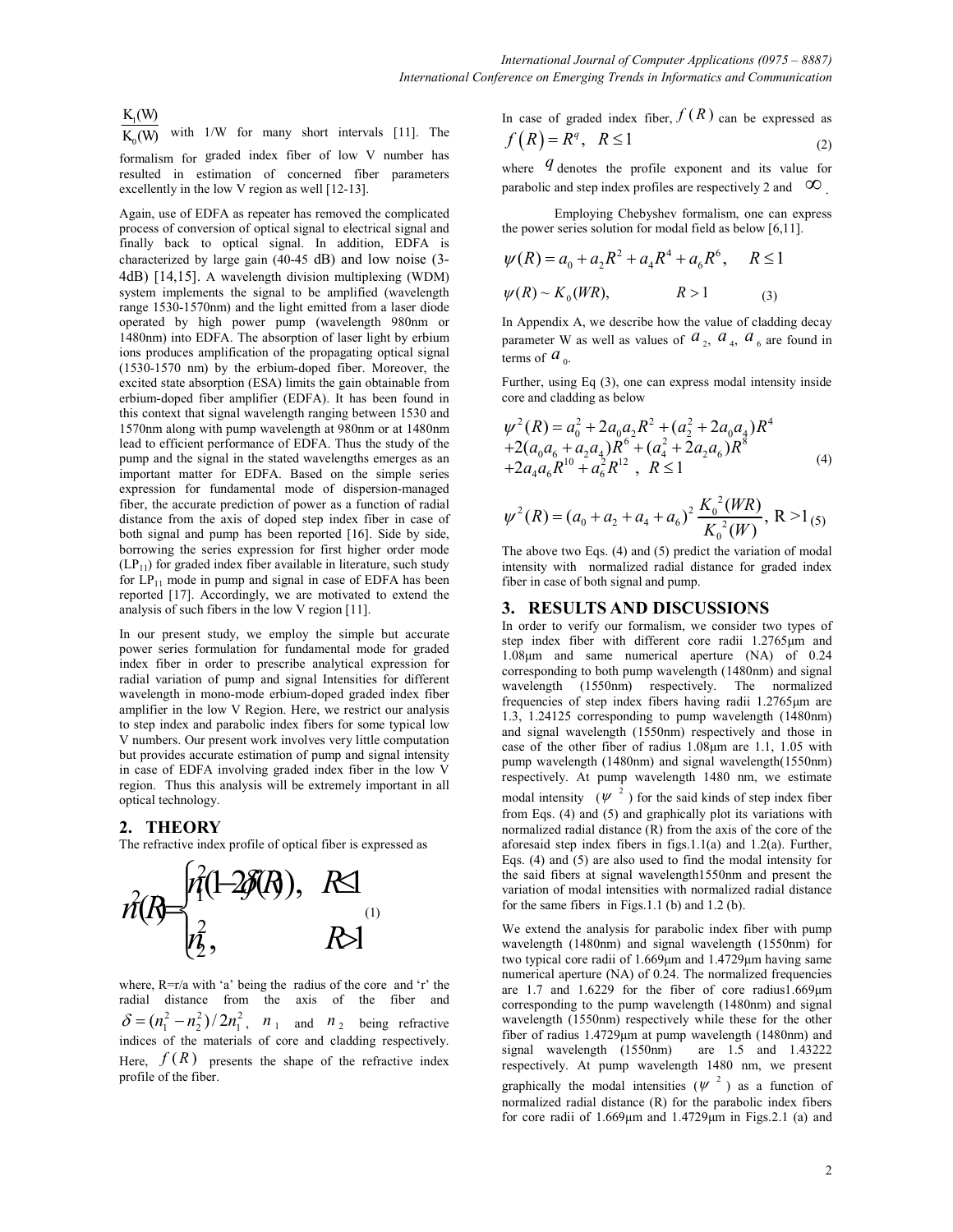$\frac{K_1(W)}{K_0(W)}$ with 1/W for many short intervals [11]. The formalism for graded index fiber of low V number has resulted in estimation of concerned fiber parameters excellently in the low V region as well [12-13].

Again, use of EDFA as repeater has removed the complicated process of conversion of optical signal to electrical signal and finally back to optical signal. In addition, EDFA is characterized by large gain (40-45 dB) and low noise (3-4dB) [14,15]. A wavelength division multiplexing (WDM) system implements the signal to be amplified (wavelength range 1530-1570nm) and the light emitted from a laser diode operated by high power pump (wavelength 980nm or 1480nm) into EDFA. The absorption of laser light by erbium ions produces amplification of the propagating optical signal (1530-1570 nm) by the erbium-doped fiber. Moreover, the excited state absorption (ESA) limits the gain obtainable from erbium-doped fiber amplifier (EDFA). It has been found in this context that signal wavelength ranging between 1530 and 1570nm along with pump wavelength at 980nm or at 1480nm lead to efficient performance of EDFA. Thus the study of the pump and the signal in the stated wavelengths emerges as an important matter for EDFA. Based on the simple series expression for fundamental mode of dispersion-managed fiber, the accurate prediction of power as a function of radial distance from the axis of doped step index fiber in case of both signal and pump has been reported [16]. Side by side, borrowing the series expression for first higher order mode ($LP_{11}$) for graded index fiber available in literature, such study for $LP_{11}$ mode in pump and signal in case of EDFA has been reported [17]. Accordingly, we are motivated to extend the analysis of such fibers in the low V region [11].

In our present study, we employ the simple but accurate power series formulation for fundamental mode for graded index fiber in order to prescribe analytical expression for radial variation of pump and signal Intensities for different wavelength in mono-mode erbium-doped graded index fiber amplifier in the low V Region. Here, we restrict our analysis to step index and parabolic index fibers for some typical low V numbers. Our present work involves very little computation but provides accurate estimation of pump and signal intensity in case of EDFA involving graded index fiber in the low V region. Thus this analysis will be extremely important in all optical technology.

## 2. THEORY

The refractive index profile of optical fiber is expressed as

$$n^2(R) = \begin{cases} n_1^2(1-2\delta f(R)), & R \le 1 \\ n_2^2, & R > 1 \end{cases} \quad (1)$$

where, R=r/a with 'a' being the radius of the core and 'r' the radial distance from the axis of the fiber and $\delta = (n_1^2 - n_2^2)/2n_1^2$, $n_1$ and $n_2$ being refractive indices of the materials of core and cladding respectively. Here, $f(R)$ presents the shape of the refractive index profile of the fiber.

In case of graded index fiber, $f(R)$ can be expressed as

$$f(R) = R^q, \quad R \le 1 \quad (2)$$

where $q$ denotes the profile exponent and its value for parabolic and step index profiles are respectively 2 and $\infty$.

Employing Chebyshev formalism, one can express the power series solution for modal field as below [6,11].

$$\psi(R) = a_0 + a_2R^2 + a_4R^4 + a_6R^6, \quad R \le 1$$

$$\psi(R) \sim K_0(WR), \quad R > 1 \quad (3)$$

In Appendix A, we describe how the value of cladding decay parameter W as well as values of $a_2$, $a_4$, $a_6$ are found in terms of $a_0$.

Further, using Eq (3), one can express modal intensity inside core and cladding as below

$$\begin{aligned}\psi^2(R) &= a_0^2 + 2a_0a_2R^2 + (a_2^2 + 2a_0a_4)R^4 \\ &+ 2(a_0a_6 + a_2a_4)R^6 + (a_4^2 + 2a_2a_6)R^8 \\ &+ 2a_4a_6R^{10} + a_6^2R^{12}, \quad R \le 1\end{aligned} \quad (4)$$

$$\psi^2(R) = (a_0 + a_2 + a_4 + a_6)^2 \frac{K_0^2(WR)}{K_0^2(W)}, \quad R > 1 \quad (5)$$

The above two Eqs. (4) and (5) predict the variation of modal intensity with normalized radial distance for graded index fiber in case of both signal and pump.

## 3. RESULTS AND DISCUSSIONS

In order to verify our formalism, we consider two types of step index fiber with different core radii 1.2765μm and 1.08μm and same numerical aperture (NA) of 0.24 corresponding to both pump wavelength (1480nm) and signal wavelength (1550nm) respectively. The normalized frequencies of step index fibers having radii 1.2765μm are 1.3, 1.24125 corresponding to pump wavelength (1480nm) and signal wavelength (1550nm) respectively and those in case of the other fiber of radius 1.08μm are 1.1, 1.05 with pump wavelength (1480nm) and signal wavelength(1550nm) respectively. At pump wavelength 1480 nm, we estimate modal intensity ($\psi^2$) for the said kinds of step index fiber from Eqs. (4) and (5) and graphically plot its variations with normalized radial distance (R) from the axis of the core of the aforesaid step index fibers in figs.1.1(a) and 1.2(a). Further, Eqs. (4) and (5) are also used to find the modal intensity for the said fibers at signal wavelength1550nm and present the variation of modal intensities with normalized radial distance for the same fibers in Figs.1.1 (b) and 1.2 (b).

We extend the analysis for parabolic index fiber with pump wavelength (1480nm) and signal wavelength (1550nm) for two typical core radii of 1.669μm and 1.4729μm having same numerical aperture (NA) of 0.24. The normalized frequencies are 1.7 and 1.6229 for the fiber of core radius1.669μm corresponding to the pump wavelength (1480nm) and signal wavelength (1550nm) respectively while these for the other fiber of radius 1.4729μm at pump wavelength (1480nm) and signal wavelength (1550nm) are 1.5 and 1.43222 respectively. At pump wavelength 1480 nm, we present graphically the modal intensities ($\psi^2$) as a function of normalized radial distance (R) for the parabolic index fibers for core radii of 1.669μm and 1.4729μm in Figs.2.1 (a) and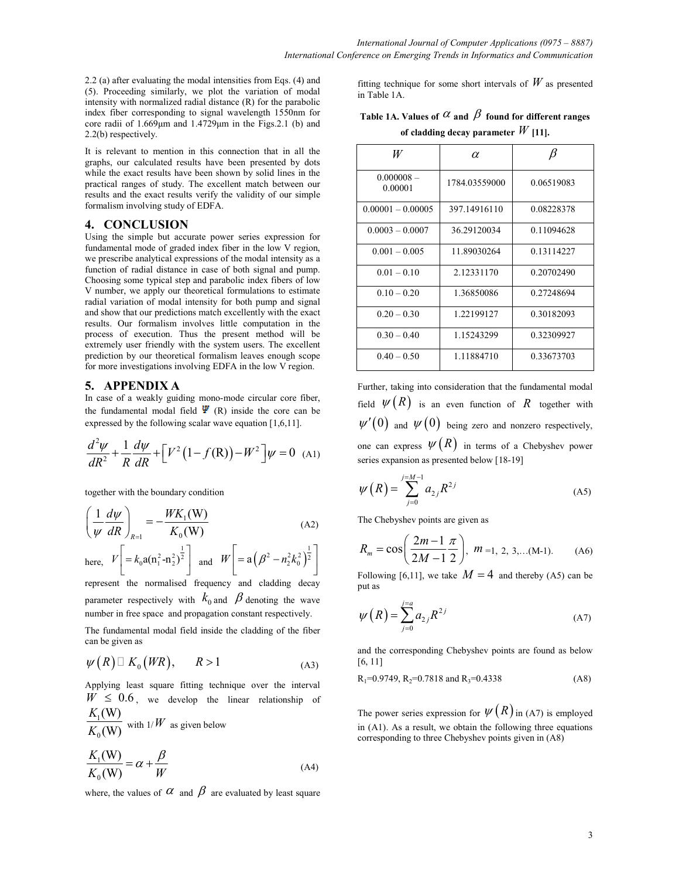2.2 (a) after evaluating the modal intensities from Eqs. (4) and (5). Proceeding similarly, we plot the variation of modal intensity with normalized radial distance (R) for the parabolic index fiber corresponding to signal wavelength 1550nm for core radii of 1.669μm and 1.4729μm in the Figs.2.1 (b) and 2.2(b) respectively.

It is relevant to mention in this connection that in all the graphs, our calculated results have been presented by dots while the exact results have been shown by solid lines in the practical ranges of study. The excellent match between our results and the exact results verify the validity of our simple formalism involving study of EDFA.

## 4. CONCLUSION

Using the simple but accurate power series expression for fundamental mode of graded index fiber in the low V region, we prescribe analytical expressions of the modal intensity as a function of radial distance in case of both signal and pump. Choosing some typical step and parabolic index fibers of low V number, we apply our theoretical formulations to estimate radial variation of modal intensity for both pump and signal and show that our predictions match excellently with the exact results. Our formalism involves little computation in the process of execution. Thus the present method will be extremely user friendly with the system users. The excellent prediction by our theoretical formalism leaves enough scope for more investigations involving EDFA in the low V region.

## 5. APPENDIX A

In case of a weakly guiding mono-mode circular core fiber, the fundamental modal field $\Psi$ (R) inside the core can be expressed by the following scalar wave equation [1,6,11].

$$\frac{d^2\psi}{dR^2}+\frac{1}{R}\frac{d\psi}{dR}+\left[V^2\left(1-f(\mathrm{R})\right)-W^2\right]\psi=0 \quad \text{(A1)}$$

together with the boundary condition

$$\left(\frac{1}{\psi}\frac{d\psi}{dR}\right)_{R=1}=-\frac{WK_1(\mathrm{W})}{K_0(\mathrm{W})} \quad \text{(A2)}$$

here, $V\left[=k_0\mathrm{a}(\mathrm{n}_1^2\text{-}\mathrm{n}_2^2)^{\frac{1}{2}}\right]$ and $W\left[=\mathrm{a}\left(\beta^2-n_2^2k_0^2\right)^{\frac{1}{2}}\right]$ represent the normalised frequency and cladding decay parameter respectively with $k_0$ and $\beta$ denoting the wave number in free space and propagation constant respectively.

The fundamental modal field inside the cladding of the fiber can be given as

$$\psi(R)\sim K_0(WR), \qquad R>1 \quad \text{(A3)}$$

Applying least square fitting technique over the interval $W \le 0.6$, we develop the linear relationship of $\frac{K_1(\mathrm{W})}{K_0(\mathrm{W})}$ with $1/W$ as given below

$$\frac{K_1(\mathrm{W})}{K_0(\mathrm{W})}=\alpha+\frac{\beta}{W} \quad \text{(A4)}$$

where, the values of $\alpha$ and $\beta$ are evaluated by least square fitting technique for some short intervals of $W$ as presented in Table 1A.

**Table 1A. Values of $\alpha$ and $\beta$ found for different ranges of cladding decay parameter $W$ [11].**

| $W$ | $\alpha$ | $\beta$ |
|---|---|---|
| 0.000008 – 0.00001 | 1784.03559000 | 0.06519083 |
| 0.00001 – 0.00005 | 397.14916110 | 0.08228378 |
| 0.0003 – 0.0007 | 36.29120034 | 0.11094628 |
| 0.001 – 0.005 | 11.89030264 | 0.13114227 |
| 0.01 – 0.10 | 2.12331170 | 0.20702490 |
| 0.10 – 0.20 | 1.36850086 | 0.27248694 |
| 0.20 – 0.30 | 1.22199127 | 0.30182093 |
| 0.30 – 0.40 | 1.15243299 | 0.32309927 |
| 0.40 – 0.50 | 1.11884710 | 0.33673703 |

Further, taking into consideration that the fundamental modal field $\psi(R)$ is an even function of $R$ together with $\psi'(0)$ and $\psi(0)$ being zero and nonzero respectively, one can express $\psi(R)$ in terms of a Chebyshev power series expansion as presented below [18-19]

$$\psi(R)=\sum_{j=0}^{j=M-1}a_{2j}R^{2j} \quad \text{(A5)}$$

The Chebyshev points are given as

$$R_m=\cos\left(\frac{2m-1}{2M-1}\frac{\pi}{2}\right),\ m=1,\,2,\,3,\ldots(\mathrm{M}-1). \quad \text{(A6)}$$

Following [6,11], we take $M=4$ and thereby (A5) can be put as

$$\psi(R)=\sum_{j=0}^{j=a}a_{2j}R^{2j} \quad \text{(A7)}$$

and the corresponding Chebyshev points are found as below [6, 11]

$R_1$=0.9749, $R_2$=0.7818 and $R_3$=0.4338 (A8)

The power series expression for $\psi(R)$ in (A7) is employed in (A1). As a result, we obtain the following three equations corresponding to three Chebyshev points given in (A8)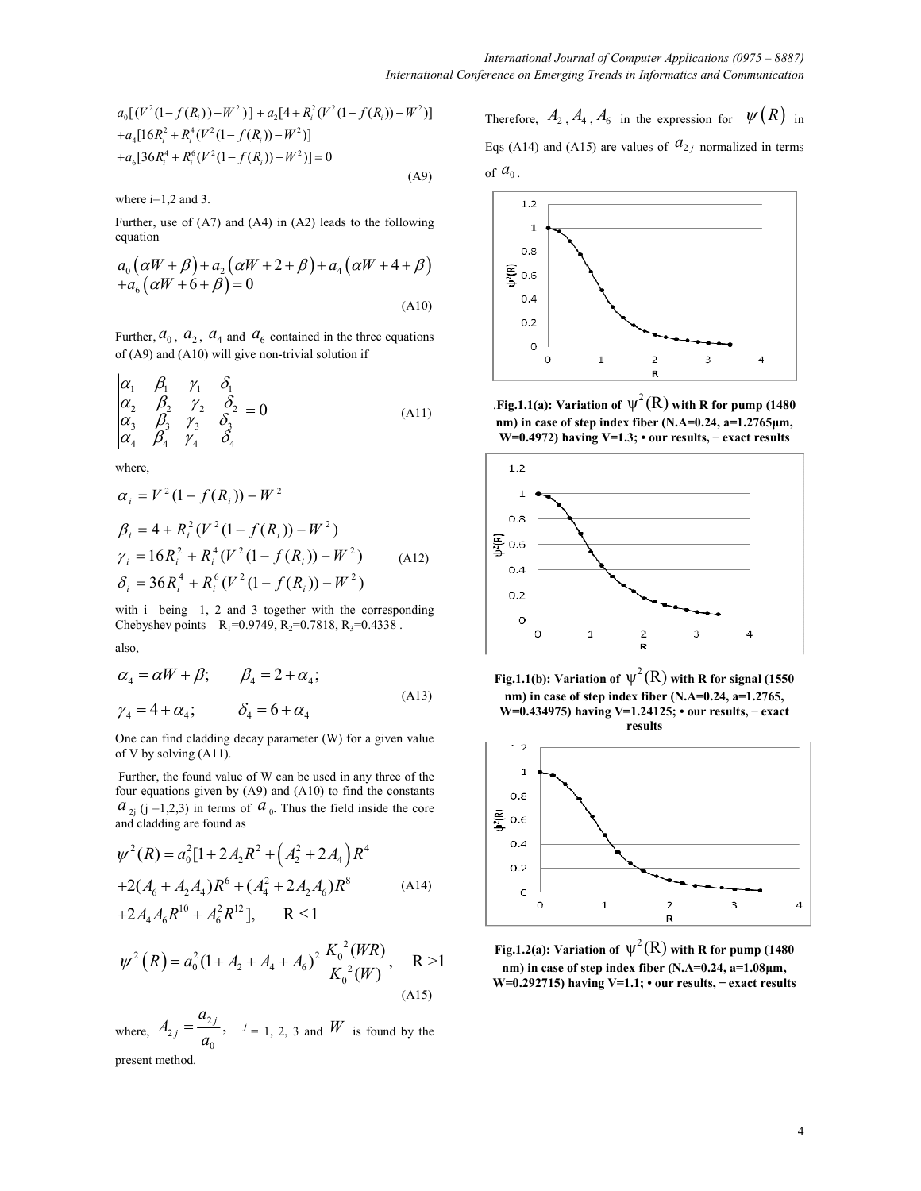$$a_0[(V^2(1-f(R_i))-W^2)]+a_2[4+R_i^2(V^2(1-f(R_i))-W^2)]$$
$$+a_4[16R_i^2+R_i^4(V^2(1-f(R_i))-W^2)]$$
$$+a_6[36R_i^4+R_i^6(V^2(1-f(R_i))-W^2)]=0 \tag{A9}$$

where i=1,2 and 3.

Further, use of (A7) and (A4) in (A2) leads to the following equation

$$a_0\left(\alpha W+\beta\right)+a_2\left(\alpha W+2+\beta\right)+a_4\left(\alpha W+4+\beta\right)$$
$$+a_6\left(\alpha W+6+\beta\right)=0 \tag{A10}$$

Further, $a_0$, $a_2$, $a_4$ and $a_6$ contained in the three equations of (A9) and (A10) will give non-trivial solution if

$$\begin{vmatrix} \alpha_1 & \beta_1 & \gamma_1 & \delta_1 \\ \alpha_2 & \beta_2 & \gamma_2 & \delta_2 \\ \alpha_3 & \beta_3 & \gamma_3 & \delta_3 \\ \alpha_4 & \beta_4 & \gamma_4 & \delta_4 \end{vmatrix}=0 \tag{A11}$$

where,

$$\alpha_i=V^2(1-f(R_i))-W^2$$
$$\beta_i=4+R_i^2(V^2(1-f(R_i))-W^2)$$
$$\gamma_i=16R_i^2+R_i^4(V^2(1-f(R_i))-W^2) \tag{A12}$$
$$\delta_i=36R_i^4+R_i^6(V^2(1-f(R_i))-W^2)$$

with i being 1, 2 and 3 together with the corresponding Chebyshev points $R_1=0.9749$, $R_2=0.7818$, $R_3=0.4338$.

also,

$$\alpha_4=\alpha W+\beta; \qquad \beta_4=2+\alpha_4;$$
$$\gamma_4=4+\alpha_4; \qquad \delta_4=6+\alpha_4 \tag{A13}$$

One can find cladding decay parameter (W) for a given value of V by solving (A11).

Further, the found value of W can be used in any three of the four equations given by (A9) and (A10) to find the constants $a_{2j}$ (j =1,2,3) in terms of $a_0$. Thus the field inside the core and cladding are found as

$$\psi^2(R)=a_0^2[1+2A_2R^2+\left(A_2^2+2A_4\right)R^4$$
$$+2(A_6+A_2A_4)R^6+(A_4^2+2A_2A_6)R^8 \tag{A14}$$
$$+2A_4A_6R^{10}+A_6^2R^{12}], \qquad R\le 1$$

$$\psi^2\left(R\right)=a_0^2(1+A_2+A_4+A_6)^2\frac{K_0^{\,2}(WR)}{K_0^{\,2}(W)}, \quad R>1 \tag{A15}$$

where, $A_{2j}=\dfrac{a_{2j}}{a_0}$, $j$ = 1, 2, 3 and $W$ is found by the present method.

Therefore, $A_2$, $A_4$, $A_6$ in the expression for $\psi(R)$ in Eqs (A14) and (A15) are values of $a_{2j}$ normalized in terms of $a_0$.

**Fig.1.1(a): Variation of $\psi^2(R)$ with R for pump (1480 nm) in case of step index fiber (N.A=0.24, a=1.2765µm, W=0.4972) having V=1.3; • our results, − exact results**

**Fig.1.1(b): Variation of $\psi^2(R)$ with R for signal (1550 nm) in case of step index fiber (N.A=0.24, a=1.2765, W=0.434975) having V=1.24125; • our results, − exact results**

**Fig.1.2(a): Variation of $\psi^2(R)$ with R for pump (1480 nm) in case of step index fiber (N.A=0.24, a=1.08µm, W=0.292715) having V=1.1; • our results, − exact results**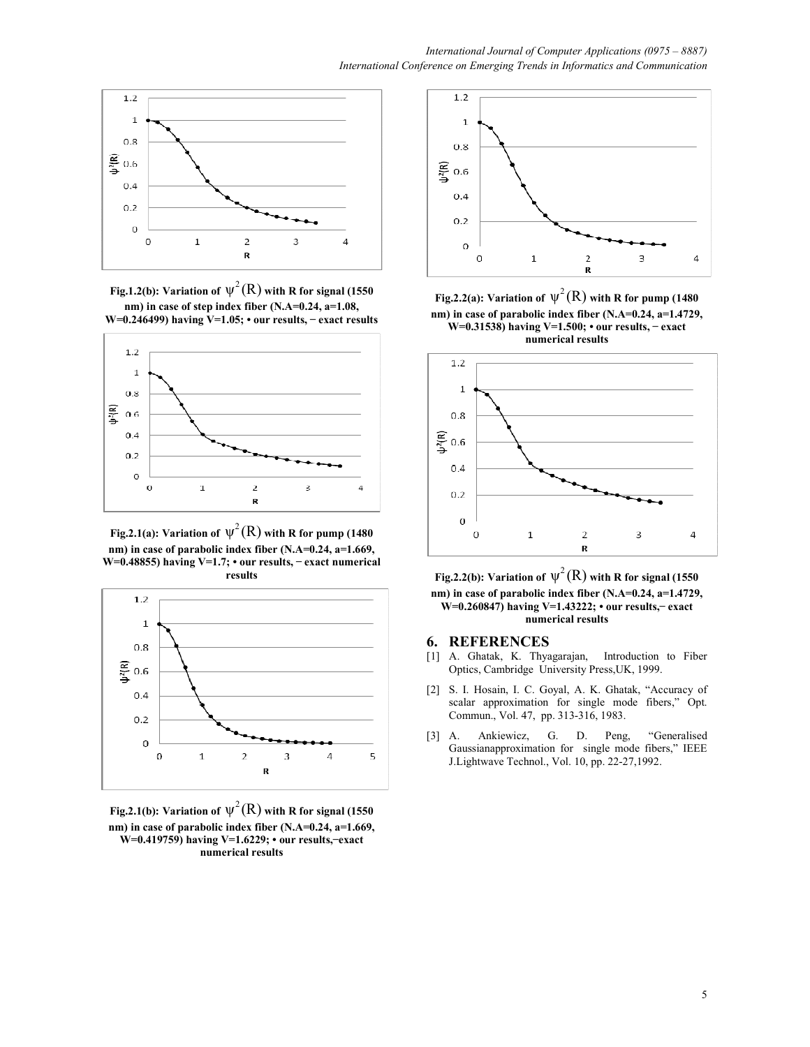Fig.1.2(b): Variation of $\psi^2(R)$ with R for signal (1550 nm) in case of step index fiber (N.A=0.24, a=1.08, W=0.246499) having V=1.05; • our results, − exact results

Fig.2.1(a): Variation of $\psi^2(R)$ with R for pump (1480 nm) in case of parabolic index fiber (N.A=0.24, a=1.669, W=0.48855) having V=1.7; • our results, − exact numerical results

Fig.2.1(b): Variation of $\psi^2(R)$ with R for signal (1550 nm) in case of parabolic index fiber (N.A=0.24, a=1.669, W=0.419759) having V=1.6229; • our results,−exact numerical results

Fig.2.2(a): Variation of $\psi^2(R)$ with R for pump (1480 nm) in case of parabolic index fiber (N.A=0.24, a=1.4729, W=0.31538) having V=1.500; • our results, − exact numerical results

Fig.2.2(b): Variation of $\psi^2(R)$ with R for signal (1550 nm) in case of parabolic index fiber (N.A=0.24, a=1.4729, W=0.260847) having V=1.43222; • our results,− exact numerical results

## 6. REFERENCES

[1] A. Ghatak, K. Thyagarajan, Introduction to Fiber Optics, Cambridge University Press,UK, 1999.

[2] S. I. Hosain, I. C. Goyal, A. K. Ghatak, "Accuracy of scalar approximation for single mode fibers," Opt. Commun., Vol. 47, pp. 313-316, 1983.

[3] A. Ankiewicz, G. D. Peng, "Generalised Gaussianapproximation for single mode fibers," IEEE J.Lightwave Technol., Vol. 10, pp. 22-27,1992.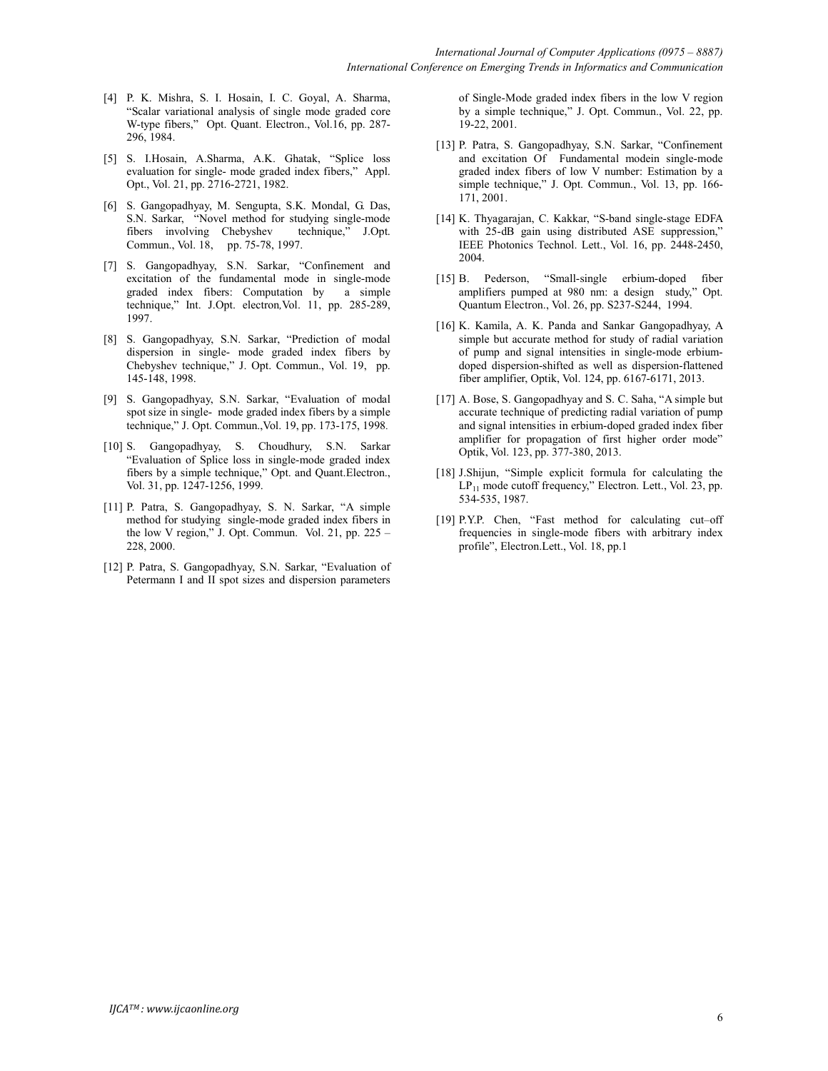[4] P. K. Mishra, S. I. Hosain, I. C. Goyal, A. Sharma, "Scalar variational analysis of single mode graded core W-type fibers," Opt. Quant. Electron., Vol.16, pp. 287-296, 1984.

[5] S. I.Hosain, A.Sharma, A.K. Ghatak, "Splice loss evaluation for single- mode graded index fibers," Appl. Opt., Vol. 21, pp. 2716-2721, 1982.

[6] S. Gangopadhyay, M. Sengupta, S.K. Mondal, G. Das, S.N. Sarkar, "Novel method for studying single-mode fibers involving Chebyshev technique," J.Opt. Commun., Vol. 18, pp. 75-78, 1997.

[7] S. Gangopadhyay, S.N. Sarkar, "Confinement and excitation of the fundamental mode in single-mode graded index fibers: Computation by a simple technique," Int. J.Opt. electron, Vol. 11, pp. 285-289, 1997.

[8] S. Gangopadhyay, S.N. Sarkar, "Prediction of modal dispersion in single- mode graded index fibers by Chebyshev technique," J. Opt. Commun., Vol. 19, pp. 145-148, 1998.

[9] S. Gangopadhyay, S.N. Sarkar, "Evaluation of modal spot size in single- mode graded index fibers by a simple technique," J. Opt. Commun.,Vol. 19, pp. 173-175, 1998.

[10] S. Gangopadhyay, S. Choudhury, S.N. Sarkar "Evaluation of Splice loss in single-mode graded index fibers by a simple technique," Opt. and Quant.Electron., Vol. 31, pp. 1247-1256, 1999.

[11] P. Patra, S. Gangopadhyay, S. N. Sarkar, "A simple method for studying single-mode graded index fibers in the low V region," J. Opt. Commun. Vol. 21, pp. 225 – 228, 2000.

[12] P. Patra, S. Gangopadhyay, S.N. Sarkar, "Evaluation of Petermann I and II spot sizes and dispersion parameters of Single-Mode graded index fibers in the low V region by a simple technique," J. Opt. Commun., Vol. 22, pp. 19-22, 2001.

[13] P. Patra, S. Gangopadhyay, S.N. Sarkar, "Confinement and excitation Of Fundamental modein single-mode graded index fibers of low V number: Estimation by a simple technique," J. Opt. Commun., Vol. 13, pp. 166-171, 2001.

[14] K. Thyagarajan, C. Kakkar, "S-band single-stage EDFA with 25-dB gain using distributed ASE suppression," IEEE Photonics Technol. Lett., Vol. 16, pp. 2448-2450, 2004.

[15] B. Pederson, "Small-single erbium-doped fiber amplifiers pumped at 980 nm: a design study," Opt. Quantum Electron., Vol. 26, pp. S237-S244, 1994.

[16] K. Kamila, A. K. Panda and Sankar Gangopadhyay, A simple but accurate method for study of radial variation of pump and signal intensities in single-mode erbium-doped dispersion-shifted as well as dispersion-flattened fiber amplifier, Optik, Vol. 124, pp. 6167-6171, 2013.

[17] A. Bose, S. Gangopadhyay and S. C. Saha, "A simple but accurate technique of predicting radial variation of pump and signal intensities in erbium-doped graded index fiber amplifier for propagation of first higher order mode" Optik, Vol. 123, pp. 377-380, 2013.

[18] J.Shijun, "Simple explicit formula for calculating the $LP_{11}$ mode cutoff frequency," Electron. Lett., Vol. 23, pp. 534-535, 1987.

[19] P.Y.P. Chen, "Fast method for calculating cut–off frequencies in single-mode fibers with arbitrary index profile", Electron.Lett., Vol. 18, pp.1